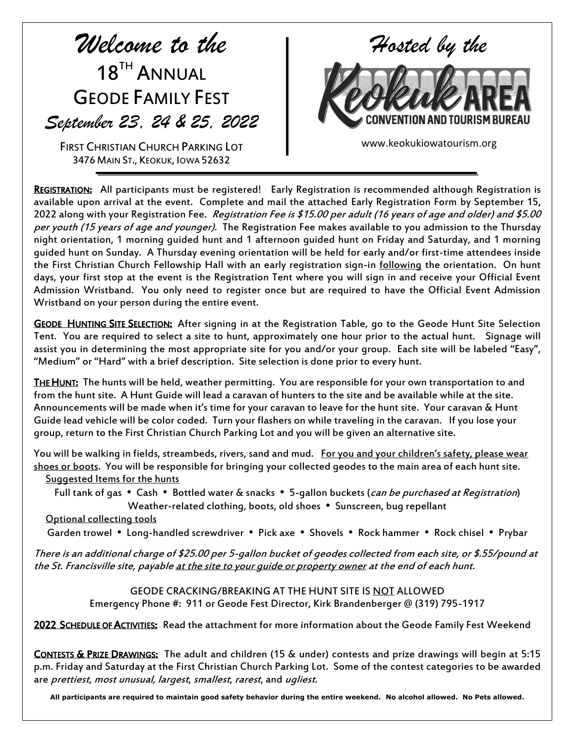# *Welcome to the*
# 18TH ANNUAL GEODE FAMILY FEST
## *September 23, 24 & 25, 2022*

FIRST CHRISTIAN CHURCH PARKING LOT
3476 MAIN ST., KEOKUK, IOWA 52632

*Hosted by the*

KEOKUK AREA CONVENTION AND TOURISM BUREAU

www.keokukiowatourism.org

**REGISTRATION:** All participants must be registered! Early Registration is recommended although Registration is available upon arrival at the event. Complete and mail the attached Early Registration Form by September 15, 2022 along with your Registration Fee. *Registration Fee is $15.00 per adult (16 years of age and older) and $5.00 per youth (15 years of age and younger).* The Registration Fee makes available to you admission to the Thursday night orientation, 1 morning guided hunt and 1 afternoon guided hunt on Friday and Saturday, and 1 morning guided hunt on Sunday. A Thursday evening orientation will be held for early and/or first-time attendees inside the First Christian Church Fellowship Hall with an early registration sign-in following the orientation. On hunt days, your first stop at the event is the Registration Tent where you will sign in and receive your Official Event Admission Wristband. You only need to register once but are required to have the Official Event Admission Wristband on your person during the entire event.

**GEODE HUNTING SITE SELECTION:** After signing in at the Registration Table, go to the Geode Hunt Site Selection Tent. You are required to select a site to hunt, approximately one hour prior to the actual hunt. Signage will assist you in determining the most appropriate site for you and/or your group. Each site will be labeled "Easy", "Medium" or "Hard" with a brief description. Site selection is done prior to every hunt.

**THE HUNT:** The hunts will be held, weather permitting. You are responsible for your own transportation to and from the hunt site. A Hunt Guide will lead a caravan of hunters to the site and be available while at the site. Announcements will be made when it's time for your caravan to leave for the hunt site. Your caravan & Hunt Guide lead vehicle will be color coded. Turn your flashers on while traveling in the caravan. If you lose your group, return to the First Christian Church Parking Lot and you will be given an alternative site.

You will be walking in fields, streambeds, rivers, sand and mud. For you and your children's safety, please wear shoes or boots. You will be responsible for bringing your collected geodes to the main area of each hunt site.

Suggested Items for the hunts

Full tank of gas • Cash • Bottled water & snacks • 5-gallon buckets (*can be purchased at Registration*) Weather-related clothing, boots, old shoes • Sunscreen, bug repellant

Optional collecting tools

Garden trowel • Long-handled screwdriver • Pick axe • Shovels • Rock hammer • Rock chisel • Prybar

*There is an additional charge of $25.00 per 5-gallon bucket of geodes collected from each site, or $.55/pound at the St. Francisville site, payable at the site to your guide or property owner at the end of each hunt.*

GEODE CRACKING/BREAKING AT THE HUNT SITE IS NOT ALLOWED
Emergency Phone #: 911 or Geode Fest Director, Kirk Brandenberger @ (319) 795-1917

**2022 SCHEDULE OF ACTIVITIES:** Read the attachment for more information about the Geode Family Fest Weekend

**CONTESTS & PRIZE DRAWINGS:** The adult and children (15 & under) contests and prize drawings will begin at 5:15 p.m. Friday and Saturday at the First Christian Church Parking Lot. Some of the contest categories to be awarded are *prettiest*, *most unusual, largest*, *smallest*, *rarest*, and *ugliest*.

**All participants are required to maintain good safety behavior during the entire weekend. No alcohol allowed. No Pets allowed.**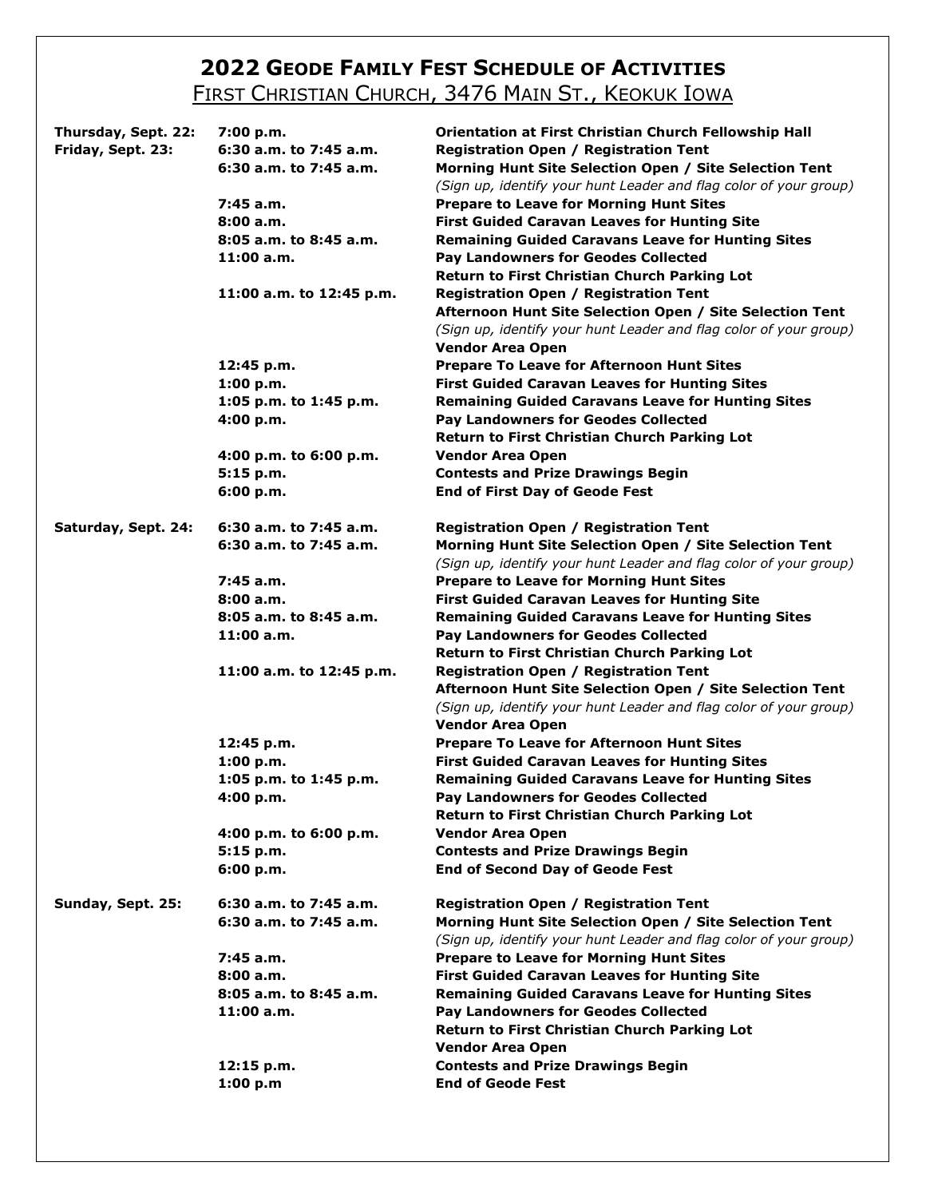# 2022 GEODE FAMILY FEST SCHEDULE OF ACTIVITIES

## FIRST CHRISTIAN CHURCH, 3476 MAIN ST., KEOKUK IOWA

| Day | Time | Activity |
|---|---|---|
| **Thursday, Sept. 22:** | **7:00 p.m.** | **Orientation at First Christian Church Fellowship Hall** |
| **Friday, Sept. 23:** | **6:30 a.m. to 7:45 a.m.** | **Registration Open / Registration Tent** |
| | **6:30 a.m. to 7:45 a.m.** | **Morning Hunt Site Selection Open / Site Selection Tent** *(Sign up, identify your hunt Leader and flag color of your group)* |
| | **7:45 a.m.** | **Prepare to Leave for Morning Hunt Sites** |
| | **8:00 a.m.** | **First Guided Caravan Leaves for Hunting Site** |
| | **8:05 a.m. to 8:45 a.m.** | **Remaining Guided Caravans Leave for Hunting Sites** |
| | **11:00 a.m.** | **Pay Landowners for Geodes Collected** **Return to First Christian Church Parking Lot** |
| | **11:00 a.m. to 12:45 p.m.** | **Registration Open / Registration Tent** **Afternoon Hunt Site Selection Open / Site Selection Tent** *(Sign up, identify your hunt Leader and flag color of your group)* **Vendor Area Open** |
| | **12:45 p.m.** | **Prepare To Leave for Afternoon Hunt Sites** |
| | **1:00 p.m.** | **First Guided Caravan Leaves for Hunting Sites** |
| | **1:05 p.m. to 1:45 p.m.** | **Remaining Guided Caravans Leave for Hunting Sites** |
| | **4:00 p.m.** | **Pay Landowners for Geodes Collected** **Return to First Christian Church Parking Lot** |
| | **4:00 p.m. to 6:00 p.m.** | **Vendor Area Open** |
| | **5:15 p.m.** | **Contests and Prize Drawings Begin** |
| | **6:00 p.m.** | **End of First Day of Geode Fest** |
| **Saturday, Sept. 24:** | **6:30 a.m. to 7:45 a.m.** | **Registration Open / Registration Tent** |
| | **6:30 a.m. to 7:45 a.m.** | **Morning Hunt Site Selection Open / Site Selection Tent** *(Sign up, identify your hunt Leader and flag color of your group)* |
| | **7:45 a.m.** | **Prepare to Leave for Morning Hunt Sites** |
| | **8:00 a.m.** | **First Guided Caravan Leaves for Hunting Site** |
| | **8:05 a.m. to 8:45 a.m.** | **Remaining Guided Caravans Leave for Hunting Sites** |
| | **11:00 a.m.** | **Pay Landowners for Geodes Collected** **Return to First Christian Church Parking Lot** |
| | **11:00 a.m. to 12:45 p.m.** | **Registration Open / Registration Tent** **Afternoon Hunt Site Selection Open / Site Selection Tent** *(Sign up, identify your hunt Leader and flag color of your group)* **Vendor Area Open** |
| | **12:45 p.m.** | **Prepare To Leave for Afternoon Hunt Sites** |
| | **1:00 p.m.** | **First Guided Caravan Leaves for Hunting Sites** |
| | **1:05 p.m. to 1:45 p.m.** | **Remaining Guided Caravans Leave for Hunting Sites** |
| | **4:00 p.m.** | **Pay Landowners for Geodes Collected** **Return to First Christian Church Parking Lot** |
| | **4:00 p.m. to 6:00 p.m.** | **Vendor Area Open** |
| | **5:15 p.m.** | **Contests and Prize Drawings Begin** |
| | **6:00 p.m.** | **End of Second Day of Geode Fest** |
| **Sunday, Sept. 25:** | **6:30 a.m. to 7:45 a.m.** | **Registration Open / Registration Tent** |
| | **6:30 a.m. to 7:45 a.m.** | **Morning Hunt Site Selection Open / Site Selection Tent** *(Sign up, identify your hunt Leader and flag color of your group)* |
| | **7:45 a.m.** | **Prepare to Leave for Morning Hunt Sites** |
| | **8:00 a.m.** | **First Guided Caravan Leaves for Hunting Site** |
| | **8:05 a.m. to 8:45 a.m.** | **Remaining Guided Caravans Leave for Hunting Sites** |
| | **11:00 a.m.** | **Pay Landowners for Geodes Collected** **Return to First Christian Church Parking Lot** **Vendor Area Open** |
| | **12:15 p.m.** | **Contests and Prize Drawings Begin** |
| | **1:00 p.m** | **End of Geode Fest** |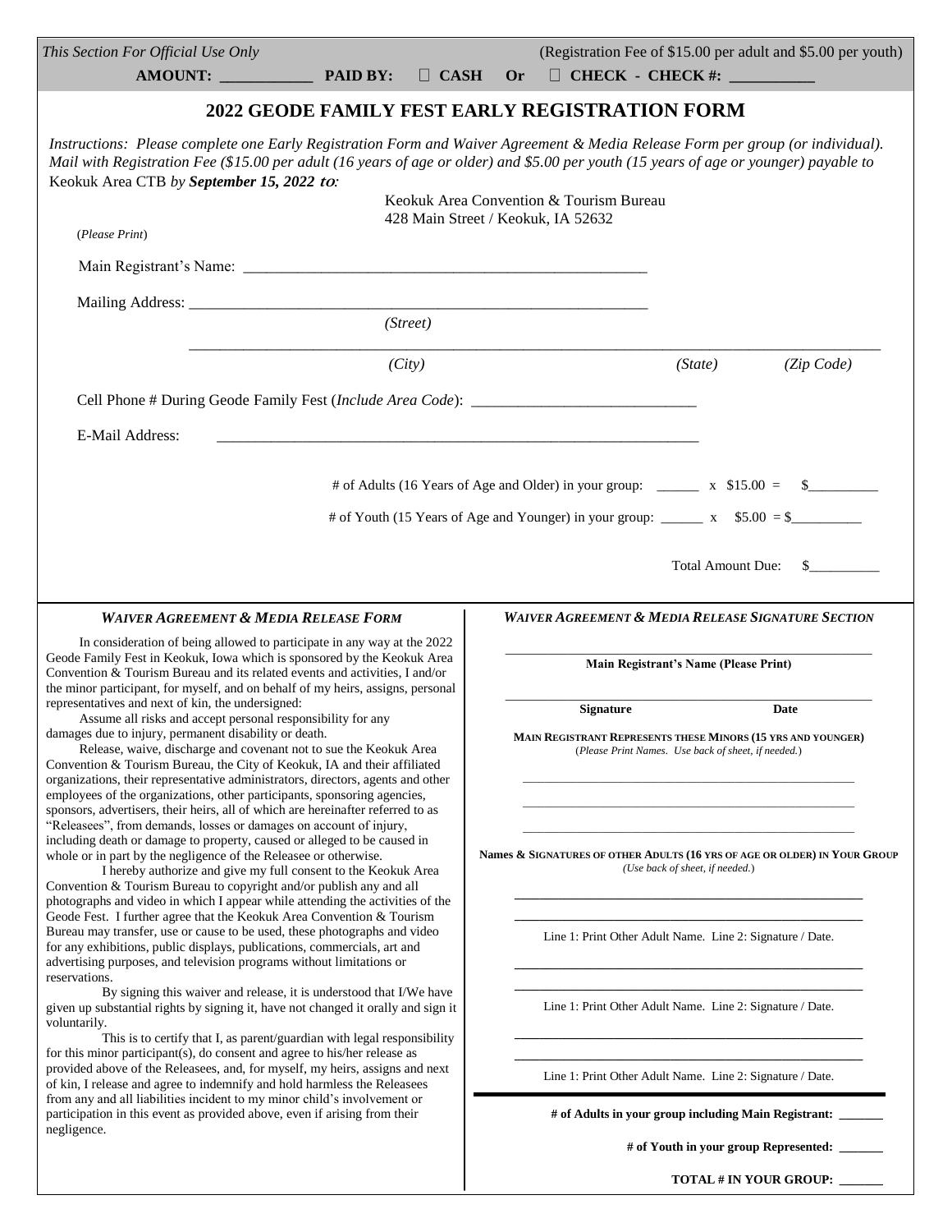*This Section For Official Use Only* (Registration Fee of $15.00 per adult and $5.00 per youth)

**AMOUNT: ___________ PAID BY: ☐ CASH Or ☐ CHECK - CHECK #: ___________**

## 2022 GEODE FAMILY FEST EARLY REGISTRATION FORM

*Instructions: Please complete one Early Registration Form and Waiver Agreement & Media Release Form per group (or individual). Mail with Registration Fee ($15.00 per adult (16 years of age or older) and $5.00 per youth (15 years of age or younger) payable to* Keokuk Area CTB *by **September 15, 2022 to**:*

Keokuk Area Convention & Tourism Bureau
428 Main Street / Keokuk, IA 52632

(*Please Print*)

Main Registrant's Name: ___________________________________________________

Mailing Address: ___________________________________________________
*(Street)*

___________________________________________________
*(City)* *(State)* *(Zip Code)*

Cell Phone # During Geode Family Fest (*Include Area Code*): ____________________________

E-Mail Address: ___________________________________________________

# of Adults (16 Years of Age and Older) in your group: ______ x $15.00 = $__________

# of Youth (15 Years of Age and Younger) in your group: ______ x $5.00 = $__________

Total Amount Due: $__________

### *WAIVER AGREEMENT & MEDIA RELEASE FORM*

In consideration of being allowed to participate in any way at the 2022 Geode Family Fest in Keokuk, Iowa which is sponsored by the Keokuk Area Convention & Tourism Bureau and its related events and activities, I and/or the minor participant, for myself, and on behalf of my heirs, assigns, personal representatives and next of kin, the undersigned:

Assume all risks and accept personal responsibility for any damages due to injury, permanent disability or death.

Release, waive, discharge and covenant not to sue the Keokuk Area Convention & Tourism Bureau, the City of Keokuk, IA and their affiliated organizations, their representative administrators, directors, agents and other employees of the organizations, other participants, sponsoring agencies, sponsors, advertisers, their heirs, all of which are hereinafter referred to as "Releasees", from demands, losses or damages on account of injury, including death or damage to property, caused or alleged to be caused in whole or in part by the negligence of the Releasee or otherwise.

I hereby authorize and give my full consent to the Keokuk Area Convention & Tourism Bureau to copyright and/or publish any and all photographs and video in which I appear while attending the activities of the Geode Fest. I further agree that the Keokuk Area Convention & Tourism Bureau may transfer, use or cause to be used, these photographs and video for any exhibitions, public displays, publications, commercials, art and advertising purposes, and television programs without limitations or reservations.

By signing this waiver and release, it is understood that I/We have given up substantial rights by signing it, have not changed it orally and sign it voluntarily.

This is to certify that I, as parent/guardian with legal responsibility for this minor participant(s), do consent and agree to his/her release as provided above of the Releasees, and, for myself, my heirs, assigns and next of kin, I release and agree to indemnify and hold harmless the Releasees from any and all liabilities incident to my minor child's involvement or participation in this event as provided above, even if arising from their negligence.

### *WAIVER AGREEMENT & MEDIA RELEASE SIGNATURE SECTION*

___________________________________________________
**Main Registrant's Name (Please Print)**

___________________________________________________
**Signature** **Date**

**MAIN REGISTRANT REPRESENTS THESE MINORS (15 YRS AND YOUNGER)**
(*Please Print Names. Use back of sheet, if needed.*)

___________________________________________________

___________________________________________________

___________________________________________________

**NAMES & SIGNATURES OF OTHER ADULTS (16 YRS OF AGE OR OLDER) IN YOUR GROUP**
*(Use back of sheet, if needed.*)

___________________________________________________

___________________________________________________

Line 1: Print Other Adult Name. Line 2: Signature / Date.

___________________________________________________

___________________________________________________

Line 1: Print Other Adult Name. Line 2: Signature / Date.

___________________________________________________

___________________________________________________

Line 1: Print Other Adult Name. Line 2: Signature / Date.

**# of Adults in your group including Main Registrant: _______**

**# of Youth in your group Represented: _______**

**TOTAL # IN YOUR GROUP: _______**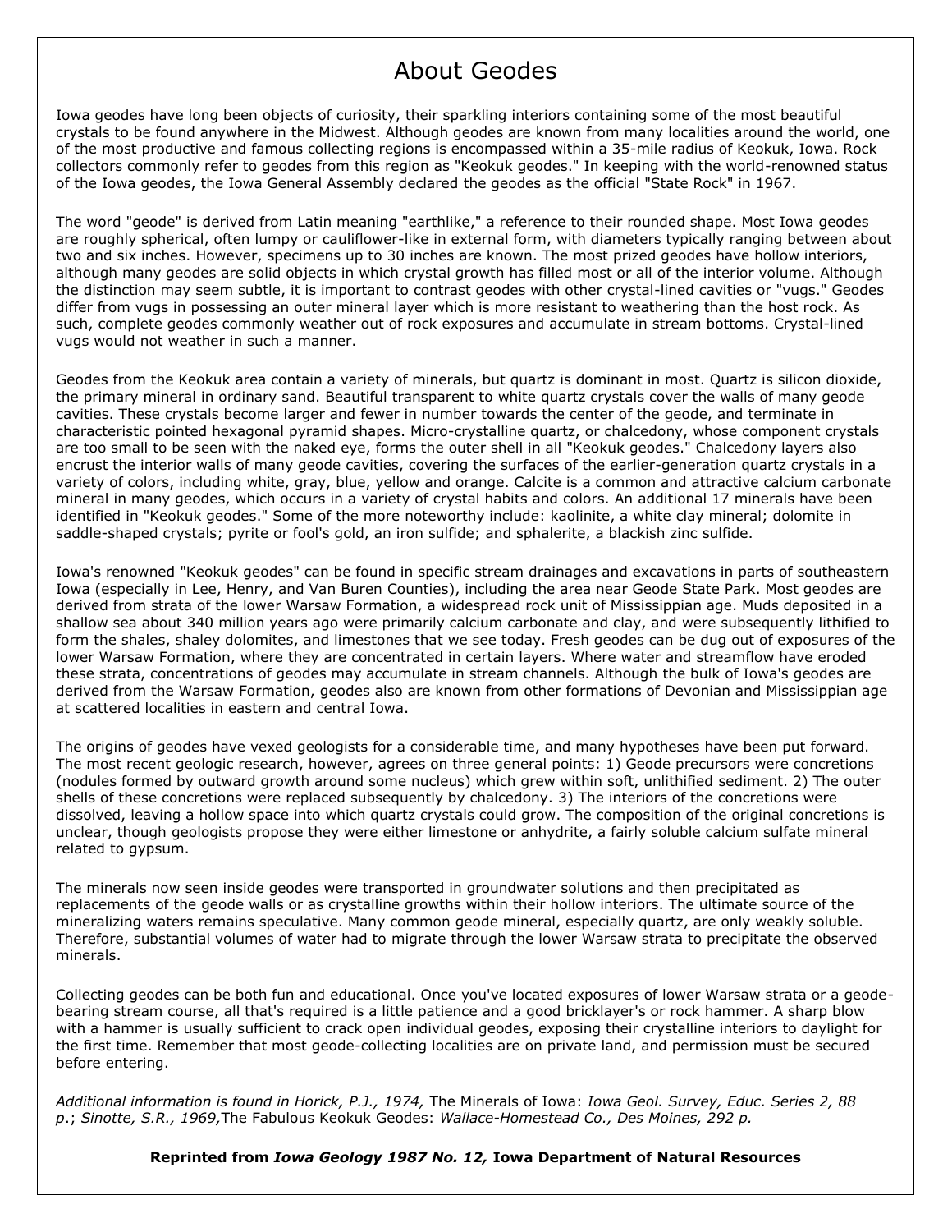# About Geodes

Iowa geodes have long been objects of curiosity, their sparkling interiors containing some of the most beautiful crystals to be found anywhere in the Midwest. Although geodes are known from many localities around the world, one of the most productive and famous collecting regions is encompassed within a 35-mile radius of Keokuk, Iowa. Rock collectors commonly refer to geodes from this region as "Keokuk geodes." In keeping with the world-renowned status of the Iowa geodes, the Iowa General Assembly declared the geodes as the official "State Rock" in 1967.

The word "geode" is derived from Latin meaning "earthlike," a reference to their rounded shape. Most Iowa geodes are roughly spherical, often lumpy or cauliflower-like in external form, with diameters typically ranging between about two and six inches. However, specimens up to 30 inches are known. The most prized geodes have hollow interiors, although many geodes are solid objects in which crystal growth has filled most or all of the interior volume. Although the distinction may seem subtle, it is important to contrast geodes with other crystal-lined cavities or "vugs." Geodes differ from vugs in possessing an outer mineral layer which is more resistant to weathering than the host rock. As such, complete geodes commonly weather out of rock exposures and accumulate in stream bottoms. Crystal-lined vugs would not weather in such a manner.

Geodes from the Keokuk area contain a variety of minerals, but quartz is dominant in most. Quartz is silicon dioxide, the primary mineral in ordinary sand. Beautiful transparent to white quartz crystals cover the walls of many geode cavities. These crystals become larger and fewer in number towards the center of the geode, and terminate in characteristic pointed hexagonal pyramid shapes. Micro-crystalline quartz, or chalcedony, whose component crystals are too small to be seen with the naked eye, forms the outer shell in all "Keokuk geodes." Chalcedony layers also encrust the interior walls of many geode cavities, covering the surfaces of the earlier-generation quartz crystals in a variety of colors, including white, gray, blue, yellow and orange. Calcite is a common and attractive calcium carbonate mineral in many geodes, which occurs in a variety of crystal habits and colors. An additional 17 minerals have been identified in "Keokuk geodes." Some of the more noteworthy include: kaolinite, a white clay mineral; dolomite in saddle-shaped crystals; pyrite or fool's gold, an iron sulfide; and sphalerite, a blackish zinc sulfide.

Iowa's renowned "Keokuk geodes" can be found in specific stream drainages and excavations in parts of southeastern Iowa (especially in Lee, Henry, and Van Buren Counties), including the area near Geode State Park. Most geodes are derived from strata of the lower Warsaw Formation, a widespread rock unit of Mississippian age. Muds deposited in a shallow sea about 340 million years ago were primarily calcium carbonate and clay, and were subsequently lithified to form the shales, shaley dolomites, and limestones that we see today. Fresh geodes can be dug out of exposures of the lower Warsaw Formation, where they are concentrated in certain layers. Where water and streamflow have eroded these strata, concentrations of geodes may accumulate in stream channels. Although the bulk of Iowa's geodes are derived from the Warsaw Formation, geodes also are known from other formations of Devonian and Mississippian age at scattered localities in eastern and central Iowa.

The origins of geodes have vexed geologists for a considerable time, and many hypotheses have been put forward. The most recent geologic research, however, agrees on three general points: 1) Geode precursors were concretions (nodules formed by outward growth around some nucleus) which grew within soft, unlithified sediment. 2) The outer shells of these concretions were replaced subsequently by chalcedony. 3) The interiors of the concretions were dissolved, leaving a hollow space into which quartz crystals could grow. The composition of the original concretions is unclear, though geologists propose they were either limestone or anhydrite, a fairly soluble calcium sulfate mineral related to gypsum.

The minerals now seen inside geodes were transported in groundwater solutions and then precipitated as replacements of the geode walls or as crystalline growths within their hollow interiors. The ultimate source of the mineralizing waters remains speculative. Many common geode mineral, especially quartz, are only weakly soluble. Therefore, substantial volumes of water had to migrate through the lower Warsaw strata to precipitate the observed minerals.

Collecting geodes can be both fun and educational. Once you've located exposures of lower Warsaw strata or a geode-bearing stream course, all that's required is a little patience and a good bricklayer's or rock hammer. A sharp blow with a hammer is usually sufficient to crack open individual geodes, exposing their crystalline interiors to daylight for the first time. Remember that most geode-collecting localities are on private land, and permission must be secured before entering.

*Additional information is found in Horick, P.J., 1974,* The Minerals of Iowa: *Iowa Geol. Survey, Educ. Series 2, 88 p.*; *Sinotte, S.R., 1969,*The Fabulous Keokuk Geodes: *Wallace-Homestead Co., Des Moines, 292 p.*

**Reprinted from *Iowa Geology 1987 No. 12,* Iowa Department of Natural Resources**